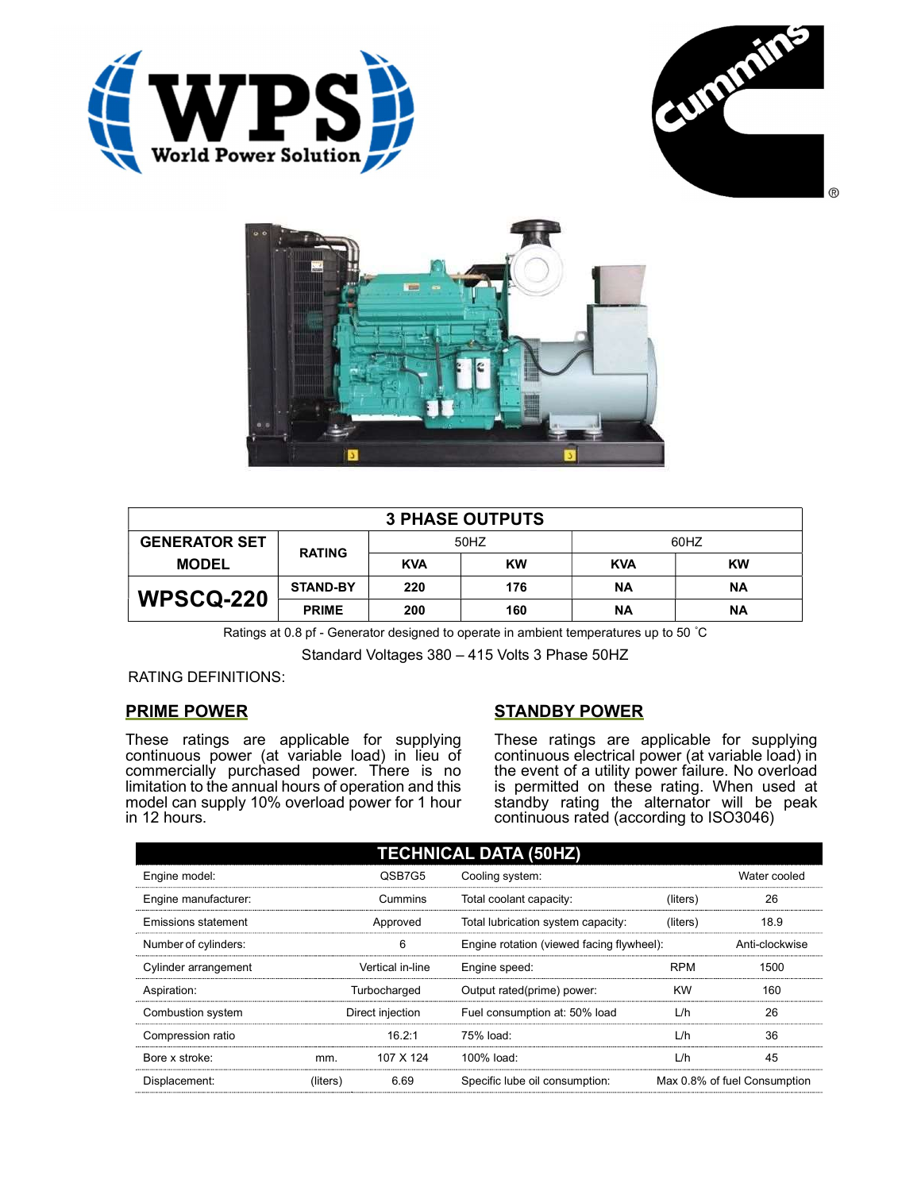| 3 PHASE OUTPUTS | | | | | |
|---|---|---|---|---|---|
| GENERATOR SET MODEL | RATING | 50HZ | | 60HZ | |
| | | KVA | KW | KVA | KW |
| WPSCQ-220 | STAND-BY | 220 | 176 | NA | NA |
| | PRIME | 200 | 160 | NA | NA |

Ratings at 0.8 pf - Generator designed to operate in ambient temperatures up to 50 ˚C

Standard Voltages 380 – 415 Volts 3 Phase 50HZ

RATING DEFINITIONS:

## PRIME POWER

These ratings are applicable for supplying continuous power (at variable load) in lieu of commercially purchased power. There is no limitation to the annual hours of operation and this model can supply 10% overload power for 1 hour in 12 hours.

## STANDBY POWER

These ratings are applicable for supplying continuous electrical power (at variable load) in the event of a utility power failure. No overload is permitted on these rating. When used at standby rating the alternator will be peak continuous rated (according to ISO3046)

| TECHNICAL DATA (50HZ) | | | | | |
|---|---|---|---|---|---|
| Engine model: | | QSB7G5 | Cooling system: | | Water cooled |
| Engine manufacturer: | | Cummins | Total coolant capacity: | (liters) | 26 |
| Emissions statement | | Approved | Total lubrication system capacity: | (liters) | 18.9 |
| Number of cylinders: | | 6 | Engine rotation (viewed facing flywheel): | | Anti-clockwise |
| Cylinder arrangement | | Vertical in-line | Engine speed: | RPM | 1500 |
| Aspiration: | | Turbocharged | Output rated(prime) power: | KW | 160 |
| Combustion system | | Direct injection | Fuel consumption at: 50% load | L/h | 26 |
| Compression ratio | | 16.2:1 | 75% load: | L/h | 36 |
| Bore x stroke: | mm. | 107 X 124 | 100% load: | L/h | 45 |
| Displacement: | (liters) | 6.69 | Specific lube oil consumption: | | Max 0.8% of fuel Consumption |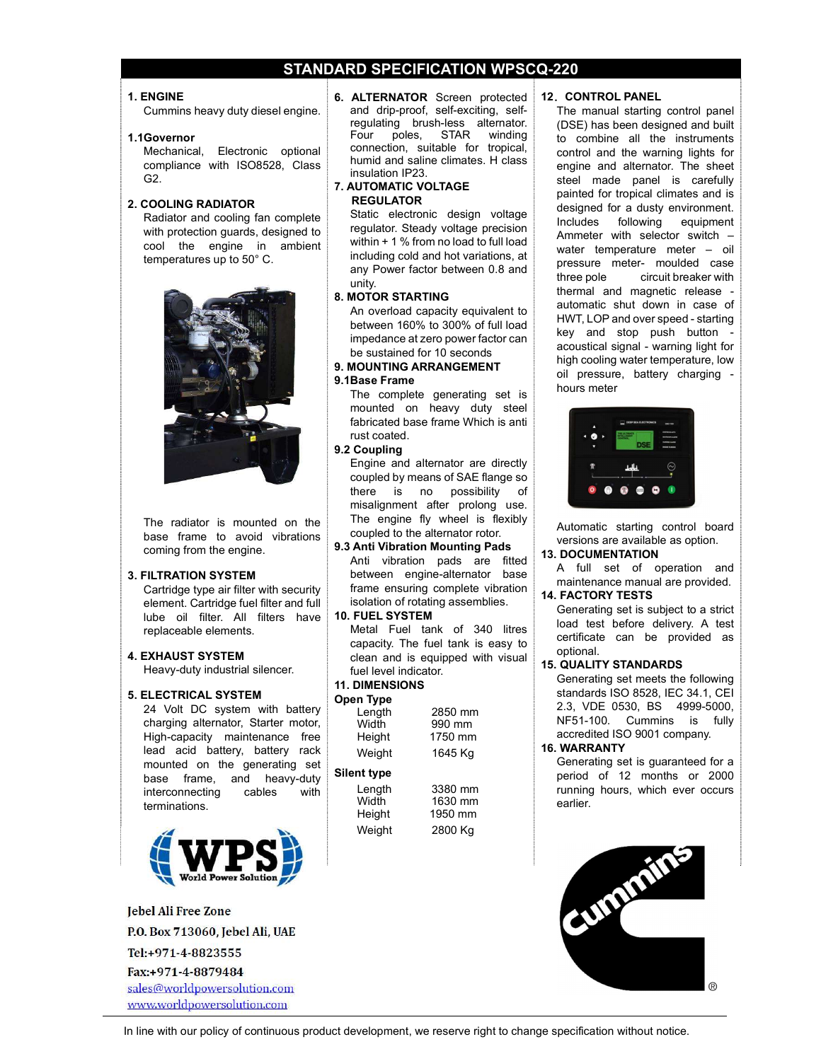# STANDARD SPECIFICATION WPSCQ-220

## 1. ENGINE

Cummins heavy duty diesel engine.

### 1.1Governor

Mechanical, Electronic optional compliance with ISO8528, Class G2.

## 2. COOLING RADIATOR

Radiator and cooling fan complete with protection guards, designed to cool the engine in ambient temperatures up to 50° C.

The radiator is mounted on the base frame to avoid vibrations coming from the engine.

## 3. FILTRATION SYSTEM

Cartridge type air filter with security element. Cartridge fuel filter and full lube oil filter. All filters have replaceable elements.

## 4. EXHAUST SYSTEM

Heavy-duty industrial silencer.

## 5. ELECTRICAL SYSTEM

24 Volt DC system with battery charging alternator, Starter motor, High-capacity maintenance free lead acid battery, battery rack mounted on the generating set base frame, and heavy-duty interconnecting cables with terminations.

Jebel Ali Free Zone
P.O. Box 713060, Jebel Ali, UAE
Tel:+971-4-8823555
Fax:+971-4-8879484
sales@worldpowersolution.com
www.worldpowersolution.com

## 6. ALTERNATOR

Screen protected and drip-proof, self-exciting, self-regulating brush-less alternator. Four poles, STAR winding connection, suitable for tropical, humid and saline climates. H class insulation IP23.

## 7. AUTOMATIC VOLTAGE REGULATOR

Static electronic design voltage regulator. Steady voltage precision within + 1 % from no load to full load including cold and hot variations, at any Power factor between 0.8 and unity.

## 8. MOTOR STARTING

An overload capacity equivalent to between 160% to 300% of full load impedance at zero power factor can be sustained for 10 seconds

## 9. MOUNTING ARRANGEMENT

### 9.1Base Frame

The complete generating set is mounted on heavy duty steel fabricated base frame Which is anti rust coated.

### 9.2 Coupling

Engine and alternator are directly coupled by means of SAE flange so there is no possibility of misalignment after prolong use. The engine fly wheel is flexibly coupled to the alternator rotor.

### 9.3 Anti Vibration Mounting Pads

Anti vibration pads are fitted between engine-alternator base frame ensuring complete vibration isolation of rotating assemblies.

## 10. FUEL SYSTEM

Metal Fuel tank of 340 litres capacity. The fuel tank is easy to clean and is equipped with visual fuel level indicator.

## 11. DIMENSIONS

**Open Type**

| | |
|---|---|
| Length | 2850 mm |
| Width | 990 mm |
| Height | 1750 mm |
| Weight | 1645 Kg |

**Silent type**

| | |
|---|---|
| Length | 3380 mm |
| Width | 1630 mm |
| Height | 1950 mm |
| Weight | 2800 Kg |

## 12. CONTROL PANEL

The manual starting control panel (DSE) has been designed and built to combine all the instruments control and the warning lights for engine and alternator. The sheet steel made panel is carefully painted for tropical climates and is designed for a dusty environment. Includes following equipment Ammeter with selector switch – water temperature meter – oil pressure meter- moulded case three pole circuit breaker with thermal and magnetic release - automatic shut down in case of HWT, LOP and over speed - starting key and stop push button - acoustical signal - warning light for high cooling water temperature, low oil pressure, battery charging - hours meter

Automatic starting control board versions are available as option.

## 13. DOCUMENTATION

A full set of operation and maintenance manual are provided.

## 14. FACTORY TESTS

Generating set is subject to a strict load test before delivery. A test certificate can be provided as optional.

## 15. QUALITY STANDARDS

Generating set meets the following standards ISO 8528, IEC 34.1, CEI 2.3, VDE 0530, BS 4999-5000, NF51-100. Cummins is fully accredited ISO 9001 company.

## 16. WARRANTY

Generating set is guaranteed for a period of 12 months or 2000 running hours, which ever occurs earlier.

In line with our policy of continuous product development, we reserve right to change specification without notice.